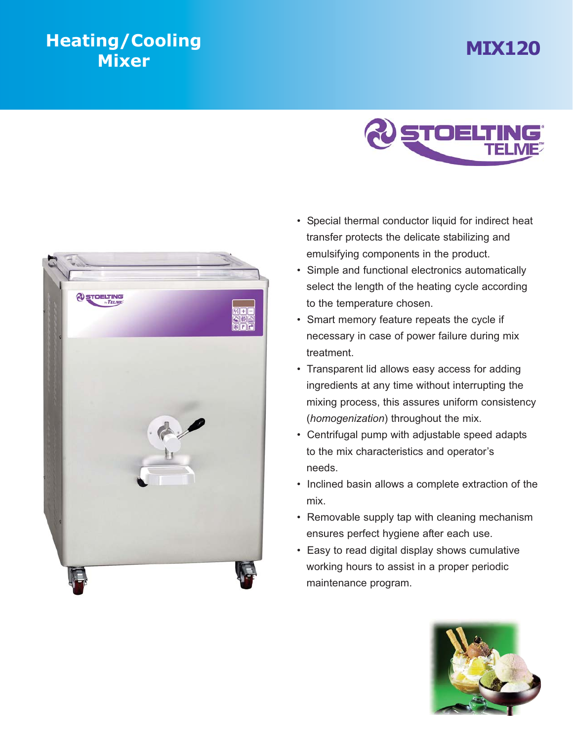# Heating/Cooling Mixer

# MIX120

STOELTING TELME

- Special thermal conductor liquid for indirect heat transfer protects the delicate stabilizing and emulsifying components in the product.
- Simple and functional electronics automatically select the length of the heating cycle according to the temperature chosen.
- Smart memory feature repeats the cycle if necessary in case of power failure during mix treatment.
- Transparent lid allows easy access for adding ingredients at any time without interrupting the mixing process, this assures uniform consistency (*homogenization*) throughout the mix.
- Centrifugal pump with adjustable speed adapts to the mix characteristics and operator's needs.
- Inclined basin allows a complete extraction of the mix.
- Removable supply tap with cleaning mechanism ensures perfect hygiene after each use.
- Easy to read digital display shows cumulative working hours to assist in a proper periodic maintenance program.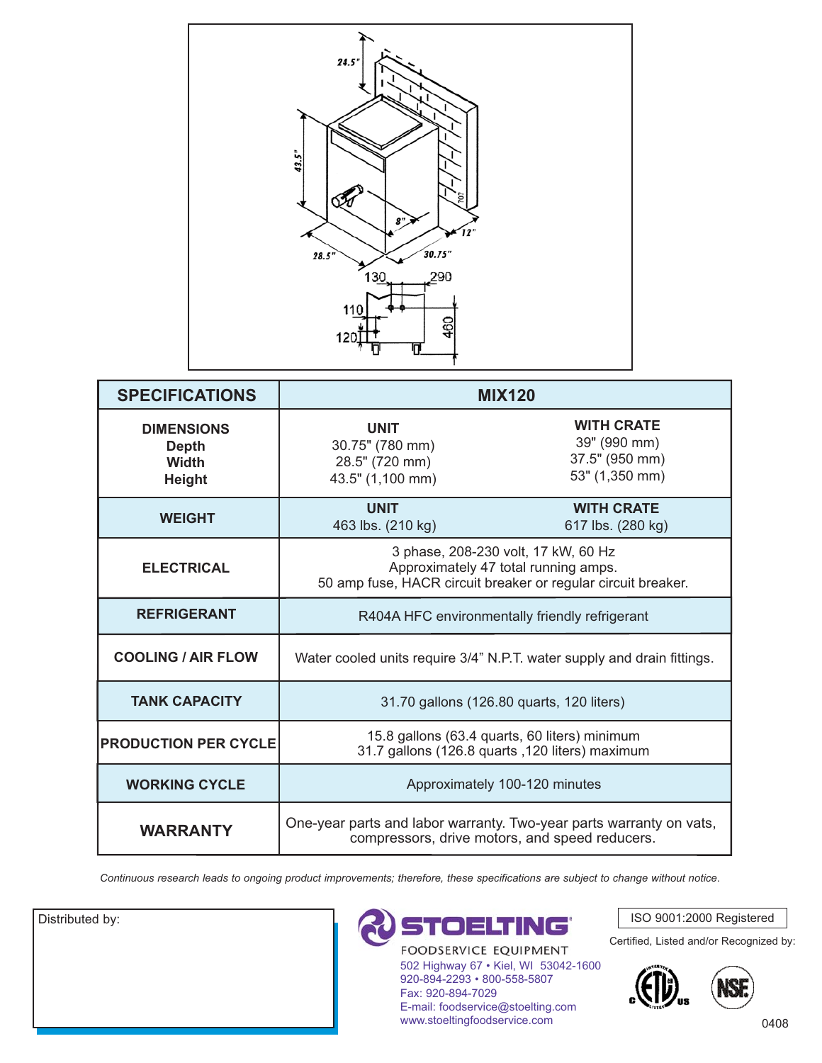24.5"

43.5"

8"

12"

28.5"

30.75"

130

290

110

120

460

| SPECIFICATIONS | MIX120 | |
|---|---|---|
| **DIMENSIONS**<br>**Depth**<br>**Width**<br>**Height** | **UNIT**<br>30.75" (780 mm)<br>28.5" (720 mm)<br>43.5" (1,100 mm) | **WITH CRATE**<br>39" (990 mm)<br>37.5" (950 mm)<br>53" (1,350 mm) |
| **WEIGHT** | **UNIT**<br>463 lbs. (210 kg) | **WITH CRATE**<br>617 lbs. (280 kg) |
| **ELECTRICAL** | 3 phase, 208-230 volt, 17 kW, 60 Hz<br>Approximately 47 total running amps.<br>50 amp fuse, HACR circuit breaker or regular circuit breaker. | |
| **REFRIGERANT** | R404A HFC environmentally friendly refrigerant | |
| **COOLING / AIR FLOW** | Water cooled units require 3/4" N.P.T. water supply and drain fittings. | |
| **TANK CAPACITY** | 31.70 gallons (126.80 quarts, 120 liters) | |
| **PRODUCTION PER CYCLE** | 15.8 gallons (63.4 quarts, 60 liters) minimum<br>31.7 gallons (126.8 quarts ,120 liters) maximum | |
| **WORKING CYCLE** | Approximately 100-120 minutes | |
| **WARRANTY** | One-year parts and labor warranty. Two-year parts warranty on vats, compressors, drive motors, and speed reducers. | |

*Continuous research leads to ongoing product improvements; therefore, these specifications are subject to change without notice.*

Distributed by:

**STOELTING**
FOODSERVICE EQUIPMENT
502 Highway 67 • Kiel, WI 53042-1600
920-894-2293 • 800-558-5807
Fax: 920-894-7029
E-mail: foodservice@stoelting.com
www.stoeltingfoodservice.com

ISO 9001:2000 Registered

Certified, Listed and/or Recognized by:

0408